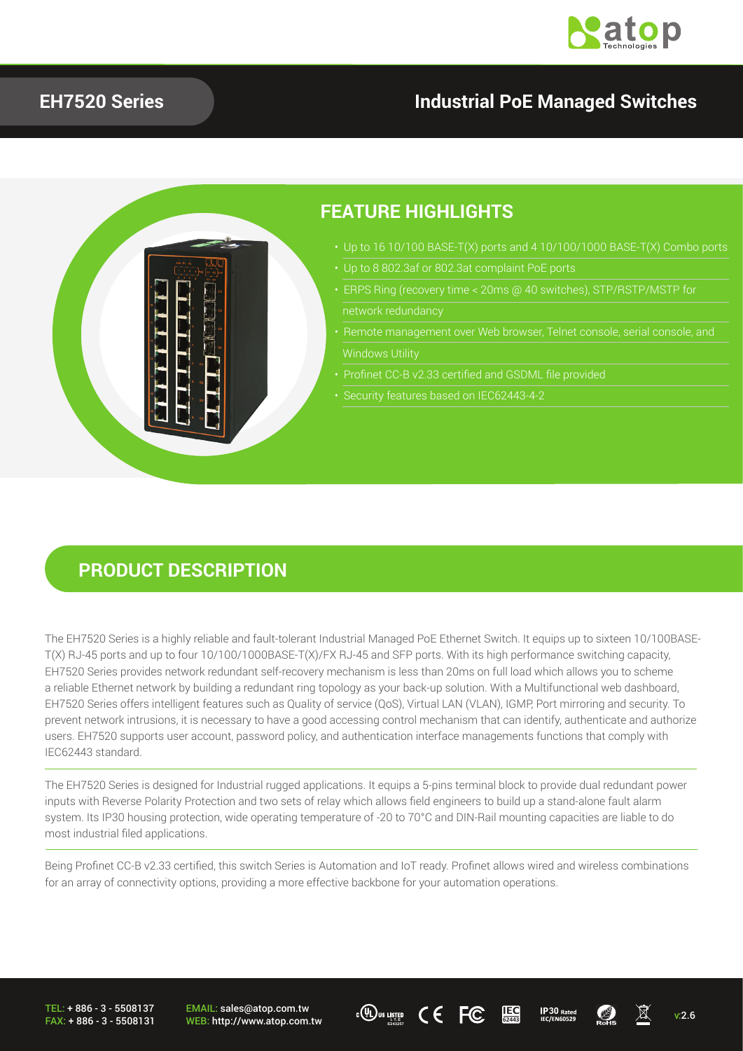# EH7520 Series

## Industrial PoE Managed Switches

## FEATURE HIGHLIGHTS

- Up to 16 10/100 BASE-T(X) ports and 4 10/100/1000 BASE-T(X) Combo ports
- Up to 8 802.3af or 802.3at complaint PoE ports
- ERPS Ring (recovery time < 20ms @ 40 switches), STP/RSTP/MSTP for network redundancy
- Remote management over Web browser, Telnet console, serial console, and Windows Utility
- Profinet CC-B v2.33 certified and GSDML file provided
- Security features based on IEC62443-4-2

## PRODUCT DESCRIPTION

The EH7520 Series is a highly reliable and fault-tolerant Industrial Managed PoE Ethernet Switch. It equips up to sixteen 10/100BASE-T(X) RJ-45 ports and up to four 10/100/1000BASE-T(X)/FX RJ-45 and SFP ports. With its high performance switching capacity, EH7520 Series provides network redundant self-recovery mechanism is less than 20ms on full load which allows you to scheme a reliable Ethernet network by building a redundant ring topology as your back-up solution. With a Multifunctional web dashboard, EH7520 Series offers intelligent features such as Quality of service (QoS), Virtual LAN (VLAN), IGMP, Port mirroring and security. To prevent network intrusions, it is necessary to have a good accessing control mechanism that can identify, authenticate and authorize users. EH7520 supports user account, password policy, and authentication interface managements functions that comply with IEC62443 standard.

The EH7520 Series is designed for Industrial rugged applications. It equips a 5-pins terminal block to provide dual redundant power inputs with Reverse Polarity Protection and two sets of relay which allows field engineers to build up a stand-alone fault alarm system. Its IP30 housing protection, wide operating temperature of -20 to 70°C and DIN-Rail mounting capacities are liable to do most industrial filed applications.

Being Profinet CC-B v2.33 certified, this switch Series is Automation and IoT ready. Profinet allows wired and wireless combinations for an array of connectivity options, providing a more effective backbone for your automation operations.

TEL: + 886 - 3 - 5508137
FAX: + 886 - 3 - 5508131
EMAIL: sales@atop.com.tw
WEB: http://www.atop.com.tw

v:2.6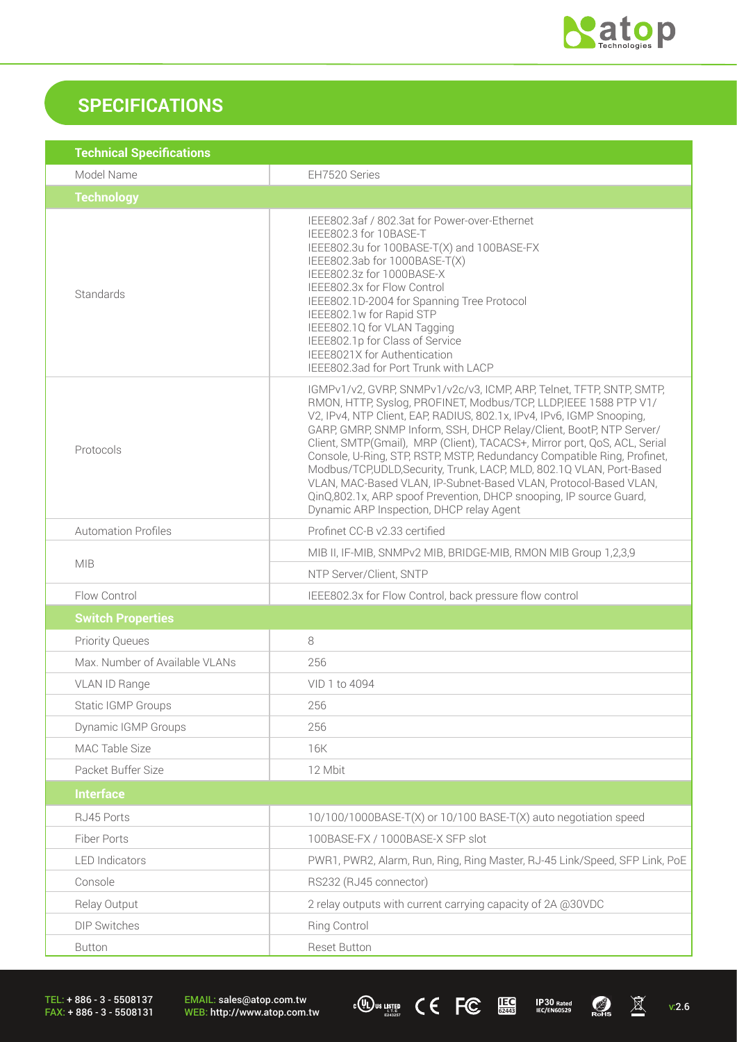## SPECIFICATIONS

| Technical Specifications | |
|---|---|
| Model Name | EH7520 Series |
| **Technology** | |
| Standards | IEEE802.3af / 802.3at for Power-over-Ethernet<br>IEEE802.3 for 10BASE-T<br>IEEE802.3u for 100BASE-T(X) and 100BASE-FX<br>IEEE802.3ab for 1000BASE-T(X)<br>IEEE802.3z for 1000BASE-X<br>IEEE802.3x for Flow Control<br>IEEE802.1D-2004 for Spanning Tree Protocol<br>IEEE802.1w for Rapid STP<br>IEEE802.1Q for VLAN Tagging<br>IEEE802.1p for Class of Service<br>IEEE8021X for Authentication<br>IEEE802.3ad for Port Trunk with LACP |
| Protocols | IGMPv1/v2, GVRP, SNMPv1/v2c/v3, ICMP, ARP, Telnet, TFTP, SNTP, SMTP, RMON, HTTP, Syslog, PROFINET, Modbus/TCP, LLDP,IEEE 1588 PTP V1/V2, IPv4, NTP Client, EAP, RADIUS, 802.1x, IPv4, IPv6, IGMP Snooping, GARP, GMRP, SNMP Inform, SSH, DHCP Relay/Client, BootP, NTP Server/Client, SMTP(Gmail), MRP (Client), TACACS+, Mirror port, QoS, ACL, Serial Console, U-Ring, STP, RSTP, MSTP, Redundancy Compatible Ring, Profinet, Modbus/TCP,UDLD,Security, Trunk, LACP, MLD, 802.1Q VLAN, Port-Based VLAN, MAC-Based VLAN, IP-Subnet-Based VLAN, Protocol-Based VLAN, QinQ,802.1x, ARP spoof Prevention, DHCP snooping, IP source Guard, Dynamic ARP Inspection, DHCP relay Agent |
| Automation Profiles | Profinet CC-B v2.33 certified |
| MIB | MIB II, IF-MIB, SNMPv2 MIB, BRIDGE-MIB, RMON MIB Group 1,2,3,9 |
| | NTP Server/Client, SNTP |
| Flow Control | IEEE802.3x for Flow Control, back pressure flow control |
| **Switch Properties** | |
| Priority Queues | 8 |
| Max. Number of Available VLANs | 256 |
| VLAN ID Range | VID 1 to 4094 |
| Static IGMP Groups | 256 |
| Dynamic IGMP Groups | 256 |
| MAC Table Size | 16K |
| Packet Buffer Size | 12 Mbit |
| **Interface** | |
| RJ45 Ports | 10/100/1000BASE-T(X) or 10/100 BASE-T(X) auto negotiation speed |
| Fiber Ports | 100BASE-FX / 1000BASE-X SFP slot |
| LED Indicators | PWR1, PWR2, Alarm, Run, Ring, Ring Master, RJ-45 Link/Speed, SFP Link, PoE |
| Console | RS232 (RJ45 connector) |
| Relay Output | 2 relay outputs with current carrying capacity of 2A @30VDC |
| DIP Switches | Ring Control |
| Button | Reset Button |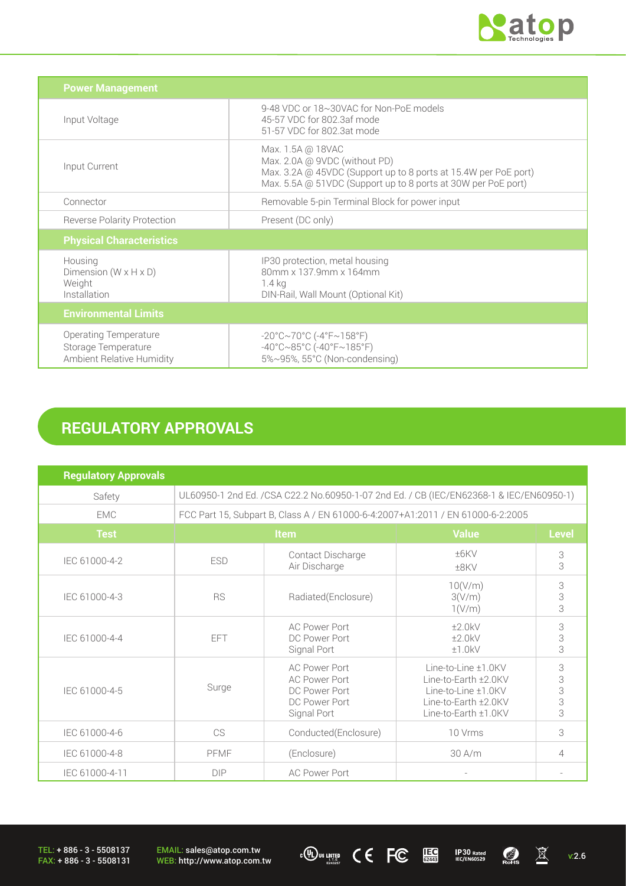| Power Management | |
|---|---|
| Input Voltage | 9-48 VDC or 18~30VAC for Non-PoE models<br>45-57 VDC for 802.3af mode<br>51-57 VDC for 802.3at mode |
| Input Current | Max. 1.5A @ 18VAC<br>Max. 2.0A @ 9VDC (without PD)<br>Max. 3.2A @ 45VDC (Support up to 8 ports at 15.4W per PoE port)<br>Max. 5.5A @ 51VDC (Support up to 8 ports at 30W per PoE port) |
| Connector | Removable 5-pin Terminal Block for power input |
| Reverse Polarity Protection | Present (DC only) |
| **Physical Characteristics** | |
| Housing<br>Dimension (W x H x D)<br>Weight<br>Installation | IP30 protection, metal housing<br>80mm x 137.9mm x 164mm<br>1.4 kg<br>DIN-Rail, Wall Mount (Optional Kit) |
| **Environmental Limits** | |
| Operating Temperature<br>Storage Temperature<br>Ambient Relative Humidity | -20°C~70°C (-4°F~158°F)<br>-40°C~85°C (-40°F~185°F)<br>5%~95%, 55°C (Non-condensing) |

## REGULATORY APPROVALS

| Regulatory Approvals | | | | |
|---|---|---|---|---|
| Safety | UL60950-1 2nd Ed. /CSA C22.2 No.60950-1-07 2nd Ed. / CB (IEC/EN62368-1 & IEC/EN60950-1) | | | |
| EMC | FCC Part 15, Subpart B, Class A / EN 61000-6-4:2007+A1:2011 / EN 61000-6-2:2005 | | | |
| **Test** | **Item** | | **Value** | **Level** |
| IEC 61000-4-2 | ESD | Contact Discharge<br>Air Discharge | ±6KV<br>±8KV | 3<br>3 |
| IEC 61000-4-3 | RS | Radiated(Enclosure) | 10(V/m)<br>3(V/m)<br>1(V/m) | 3<br>3<br>3 |
| IEC 61000-4-4 | EFT | AC Power Port<br>DC Power Port<br>Signal Port | ±2.0kV<br>±2.0kV<br>±1.0kV | 3<br>3<br>3 |
| IEC 61000-4-5 | Surge | AC Power Port<br>AC Power Port<br>DC Power Port<br>DC Power Port<br>Signal Port | Line-to-Line ±1.0KV<br>Line-to-Earth ±2.0KV<br>Line-to-Line ±1.0KV<br>Line-to-Earth ±2.0KV<br>Line-to-Earth ±1.0KV | 3<br>3<br>3<br>3<br>3 |
| IEC 61000-4-6 | CS | Conducted(Enclosure) | 10 Vrms | 3 |
| IEC 61000-4-8 | PFMF | (Enclosure) | 30 A/m | 4 |
| IEC 61000-4-11 | DIP | AC Power Port | - | - |

TEL: + 886 - 3 - 5508137
FAX: + 886 - 3 - 5508131

EMAIL: sales@atop.com.tw
WEB: http://www.atop.com.tw

v:2.6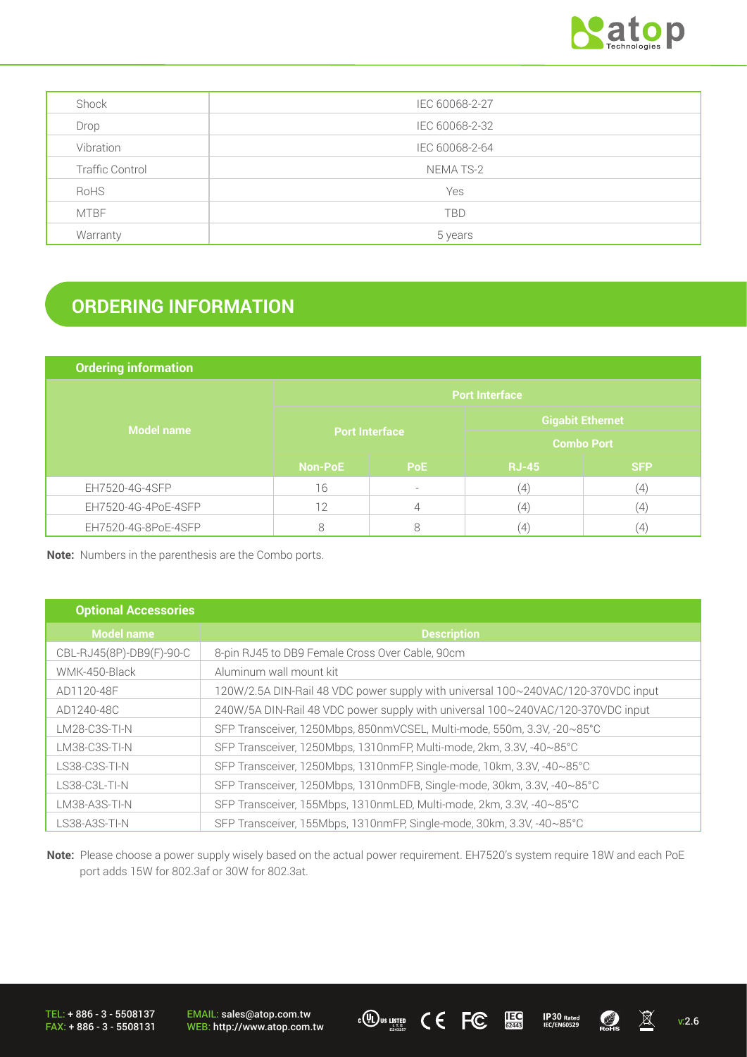| | |
|---|---|
| Shock | IEC 60068-2-27 |
| Drop | IEC 60068-2-32 |
| Vibration | IEC 60068-2-64 |
| Traffic Control | NEMA TS-2 |
| RoHS | Yes |
| MTBF | TBD |
| Warranty | 5 years |

## ORDERING INFORMATION

**Ordering information**

| Model name | Port Interface | | | |
|---|---|---|---|---|
| | Port Interface | | Gigabit Ethernet Combo Port | |
| | Non-PoE | PoE | RJ-45 | SFP |
| EH7520-4G-4SFP | 16 | - | (4) | (4) |
| EH7520-4G-4PoE-4SFP | 12 | 4 | (4) | (4) |
| EH7520-4G-8PoE-4SFP | 8 | 8 | (4) | (4) |

**Note:** Numbers in the parenthesis are the Combo ports.

**Optional Accessories**

| Model name | Description |
|---|---|
| CBL-RJ45(8P)-DB9(F)-90-C | 8-pin RJ45 to DB9 Female Cross Over Cable, 90cm |
| WMK-450-Black | Aluminum wall mount kit |
| AD1120-48F | 120W/2.5A DIN-Rail 48 VDC power supply with universal 100~240VAC/120-370VDC input |
| AD1240-48C | 240W/5A DIN-Rail 48 VDC power supply with universal 100~240VAC/120-370VDC input |
| LM28-C3S-TI-N | SFP Transceiver, 1250Mbps, 850nmVCSEL, Multi-mode, 550m, 3.3V, -20~85°C |
| LM38-C3S-TI-N | SFP Transceiver, 1250Mbps, 1310nmFP, Multi-mode, 2km, 3.3V, -40~85°C |
| LS38-C3S-TI-N | SFP Transceiver, 1250Mbps, 1310nmFP, Single-mode, 10km, 3.3V, -40~85°C |
| LS38-C3L-TI-N | SFP Transceiver, 1250Mbps, 1310nmDFB, Single-mode, 30km, 3.3V, -40~85°C |
| LM38-A3S-TI-N | SFP Transceiver, 155Mbps, 1310nmLED, Multi-mode, 2km, 3.3V, -40~85°C |
| LS38-A3S-TI-N | SFP Transceiver, 155Mbps, 1310nmFP, Single-mode, 30km, 3.3V, -40~85°C |

**Note:** Please choose a power supply wisely based on the actual power requirement. EH7520's system require 18W and each PoE port adds 15W for 802.3af or 30W for 802.3at.

TEL: + 886 - 3 - 5508137
FAX: + 886 - 3 - 5508131

EMAIL: sales@atop.com.tw
WEB: http://www.atop.com.tw

v:2.6